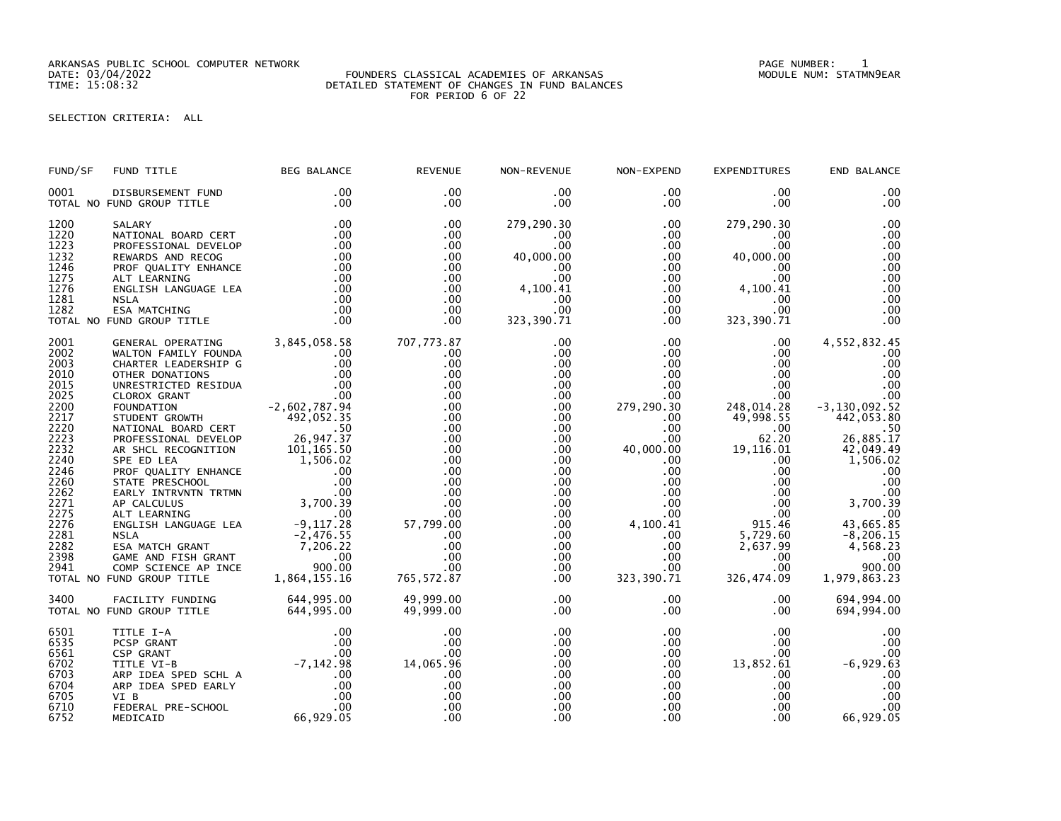ARKANSAS PUBLIC SCHOOL COMPUTER NETWORK
DATE: 03/04/2022
TIME: 15:08:32

FOUNDERS CLASSICAL ACADEMIES OF ARKANSAS
DETAILED STATEMENT OF CHANGES IN FUND BALANCES
FOR PERIOD 6 OF 22

PAGE NUMBER: 1
MODULE NUM: STATMN9EAR

SELECTION CRITERIA: ALL

| FUND/SF | FUND TITLE | BEG BALANCE | REVENUE | NON-REVENUE | NON-EXPEND | EXPENDITURES | END BALANCE |
|---|---|---|---|---|---|---|---|
| 0001 | DISBURSEMENT FUND | .00 | .00 | .00 | .00 | .00 | .00 |
| TOTAL NO FUND GROUP TITLE | | .00 | .00 | .00 | .00 | .00 | .00 |
| 1200 | SALARY | .00 | .00 | 279,290.30 | .00 | 279,290.30 | .00 |
| 1220 | NATIONAL BOARD CERT | .00 | .00 | .00 | .00 | .00 | .00 |
| 1223 | PROFESSIONAL DEVELOP | .00 | .00 | .00 | .00 | .00 | .00 |
| 1232 | REWARDS AND RECOG | .00 | .00 | 40,000.00 | .00 | 40,000.00 | .00 |
| 1246 | PROF QUALITY ENHANCE | .00 | .00 | .00 | .00 | .00 | .00 |
| 1275 | ALT LEARNING | .00 | .00 | .00 | .00 | .00 | .00 |
| 1276 | ENGLISH LANGUAGE LEA | .00 | .00 | 4,100.41 | .00 | 4,100.41 | .00 |
| 1281 | NSLA | .00 | .00 | .00 | .00 | .00 | .00 |
| 1282 | ESA MATCHING | .00 | .00 | .00 | .00 | .00 | .00 |
| TOTAL NO FUND GROUP TITLE | | .00 | .00 | 323,390.71 | .00 | 323,390.71 | .00 |
| 2001 | GENERAL OPERATING | 3,845,058.58 | 707,773.87 | .00 | .00 | .00 | 4,552,832.45 |
| 2002 | WALTON FAMILY FOUNDA | .00 | .00 | .00 | .00 | .00 | .00 |
| 2003 | CHARTER LEADERSHIP G | .00 | .00 | .00 | .00 | .00 | .00 |
| 2010 | OTHER DONATIONS | .00 | .00 | .00 | .00 | .00 | .00 |
| 2015 | UNRESTRICTED RESIDUA | .00 | .00 | .00 | .00 | .00 | .00 |
| 2025 | CLOROX GRANT | .00 | .00 | .00 | .00 | .00 | .00 |
| 2200 | FOUNDATION | -2,602,787.94 | .00 | .00 | 279,290.30 | 248,014.28 | -3,130,092.52 |
| 2217 | STUDENT GROWTH | 492,052.35 | .00 | .00 | .00 | 49,998.55 | 442,053.80 |
| 2220 | NATIONAL BOARD CERT | .50 | .00 | .00 | .00 | .00 | .50 |
| 2223 | PROFESSIONAL DEVELOP | 26,947.37 | .00 | .00 | .00 | 62.20 | 26,885.17 |
| 2232 | AR SHCL RECOGNITION | 101,165.50 | .00 | .00 | 40,000.00 | 19,116.01 | 42,049.49 |
| 2240 | SPE ED LEA | 1,506.02 | .00 | .00 | .00 | .00 | 1,506.02 |
| 2246 | PROF QUALITY ENHANCE | .00 | .00 | .00 | .00 | .00 | .00 |
| 2260 | STATE PRESCHOOL | .00 | .00 | .00 | .00 | .00 | .00 |
| 2262 | EARLY INTRVNTN TRTMN | .00 | .00 | .00 | .00 | .00 | .00 |
| 2271 | AP CALCULUS | 3,700.39 | .00 | .00 | .00 | .00 | 3,700.39 |
| 2275 | ALT LEARNING | .00 | .00 | .00 | .00 | .00 | .00 |
| 2276 | ENGLISH LANGUAGE LEA | -9,117.28 | 57,799.00 | .00 | 4,100.41 | 915.46 | 43,665.85 |
| 2281 | NSLA | -2,476.55 | .00 | .00 | .00 | 5,729.60 | -8,206.15 |
| 2282 | ESA MATCH GRANT | 7,206.22 | .00 | .00 | .00 | 2,637.99 | 4,568.23 |
| 2398 | GAME AND FISH GRANT | .00 | .00 | .00 | .00 | .00 | .00 |
| 2941 | COMP SCIENCE AP INCE | 900.00 | .00 | .00 | .00 | .00 | 900.00 |
| TOTAL NO FUND GROUP TITLE | | 1,864,155.16 | 765,572.87 | .00 | 323,390.71 | 326,474.09 | 1,979,863.23 |
| 3400 | FACILITY FUNDING | 644,995.00 | 49,999.00 | .00 | .00 | .00 | 694,994.00 |
| TOTAL NO FUND GROUP TITLE | | 644,995.00 | 49,999.00 | .00 | .00 | .00 | 694,994.00 |
| 6501 | TITLE I-A | .00 | .00 | .00 | .00 | .00 | .00 |
| 6535 | PCSP GRANT | .00 | .00 | .00 | .00 | .00 | .00 |
| 6561 | CSP GRANT | .00 | .00 | .00 | .00 | .00 | .00 |
| 6702 | TITLE VI-B | -7,142.98 | 14,065.96 | .00 | .00 | 13,852.61 | -6,929.63 |
| 6703 | ARP IDEA SPED SCHL A | .00 | .00 | .00 | .00 | .00 | .00 |
| 6704 | ARP IDEA SPED EARLY | .00 | .00 | .00 | .00 | .00 | .00 |
| 6705 | VI B | .00 | .00 | .00 | .00 | .00 | .00 |
| 6710 | FEDERAL PRE-SCHOOL | .00 | .00 | .00 | .00 | .00 | .00 |
| 6752 | MEDICAID | 66,929.05 | .00 | .00 | .00 | .00 | 66,929.05 |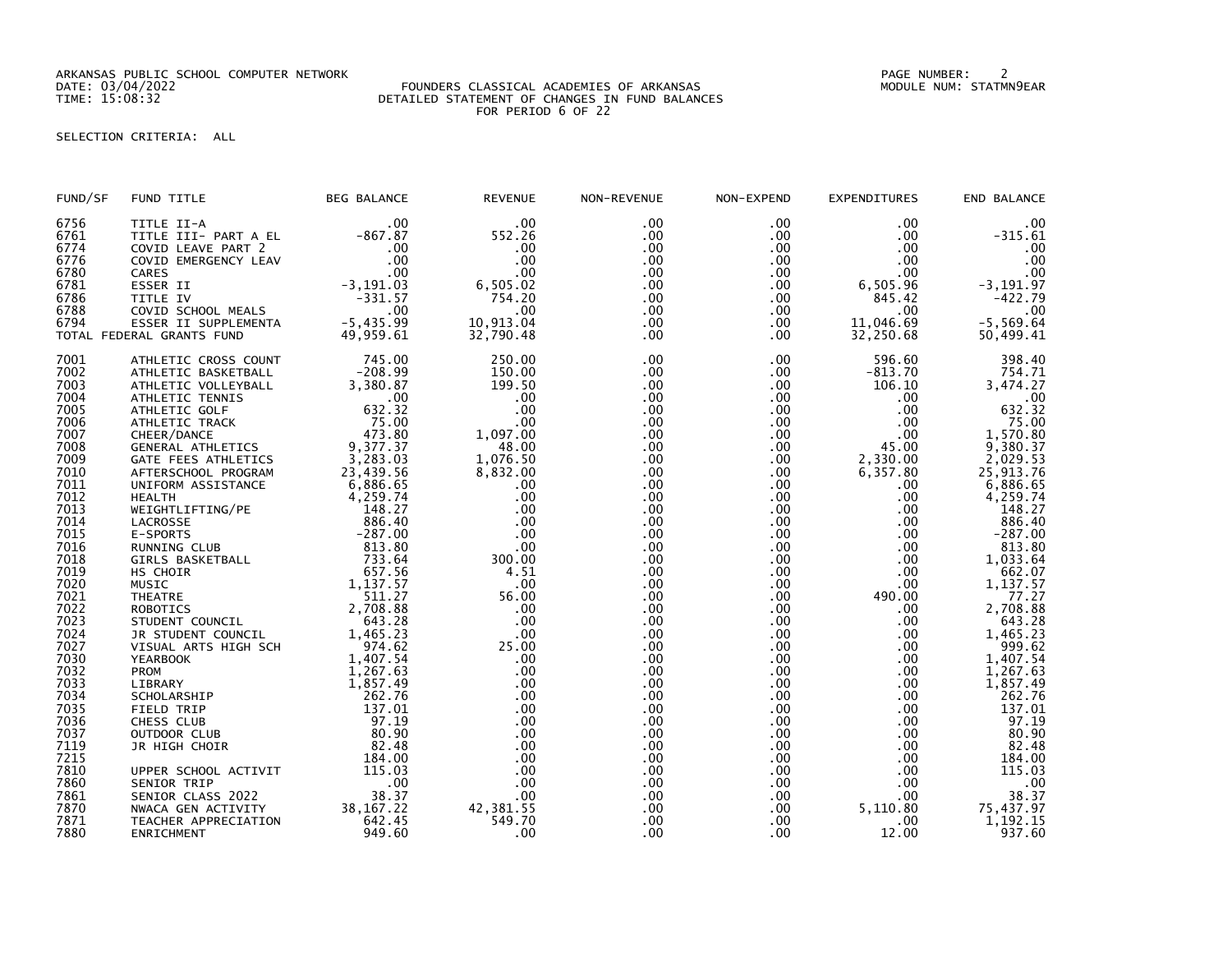ARKANSAS PUBLIC SCHOOL COMPUTER NETWORK
DATE: 03/04/2022
TIME: 15:08:32

FOUNDERS CLASSICAL ACADEMIES OF ARKANSAS
DETAILED STATEMENT OF CHANGES IN FUND BALANCES
FOR PERIOD 6 OF 22

PAGE NUMBER: 2
MODULE NUM: STATMN9EAR

SELECTION CRITERIA: ALL

| FUND/SF | FUND TITLE | BEG BALANCE | REVENUE | NON-REVENUE | NON-EXPEND | EXPENDITURES | END BALANCE |
|---|---|---|---|---|---|---|---|
| 6756 | TITLE II-A | .00 | .00 | .00 | .00 | .00 | .00 |
| 6761 | TITLE III- PART A EL | -867.87 | 552.26 | .00 | .00 | .00 | -315.61 |
| 6774 | COVID LEAVE PART 2 | .00 | .00 | .00 | .00 | .00 | .00 |
| 6776 | COVID EMERGENCY LEAV | .00 | .00 | .00 | .00 | .00 | .00 |
| 6780 | CARES | .00 | .00 | .00 | .00 | .00 | .00 |
| 6781 | ESSER II | -3,191.03 | 6,505.02 | .00 | .00 | 6,505.96 | -3,191.97 |
| 6786 | TITLE IV | -331.57 | 754.20 | .00 | .00 | 845.42 | -422.79 |
| 6788 | COVID SCHOOL MEALS | .00 | .00 | .00 | .00 | .00 | .00 |
| 6794 | ESSER II SUPPLEMENTA | -5,435.99 | 10,913.04 | .00 | .00 | 11,046.69 | -5,569.64 |
| TOTAL FEDERAL GRANTS FUND | | 49,959.61 | 32,790.48 | .00 | .00 | 32,250.68 | 50,499.41 |
| 7001 | ATHLETIC CROSS COUNT | 745.00 | 250.00 | .00 | .00 | 596.60 | 398.40 |
| 7002 | ATHLETIC BASKETBALL | -208.99 | 150.00 | .00 | .00 | -813.70 | 754.71 |
| 7003 | ATHLETIC VOLLEYBALL | 3,380.87 | 199.50 | .00 | .00 | 106.10 | 3,474.27 |
| 7004 | ATHLETIC TENNIS | .00 | .00 | .00 | .00 | .00 | .00 |
| 7005 | ATHLETIC GOLF | 632.32 | .00 | .00 | .00 | .00 | 632.32 |
| 7006 | ATHLETIC TRACK | 75.00 | .00 | .00 | .00 | .00 | 75.00 |
| 7007 | CHEER/DANCE | 473.80 | 1,097.00 | .00 | .00 | .00 | 1,570.80 |
| 7008 | GENERAL ATHLETICS | 9,377.37 | 48.00 | .00 | .00 | 45.00 | 9,380.37 |
| 7009 | GATE FEES ATHLETICS | 3,283.03 | 1,076.50 | .00 | .00 | 2,330.00 | 2,029.53 |
| 7010 | AFTERSCHOOL PROGRAM | 23,439.56 | 8,832.00 | .00 | .00 | 6,357.80 | 25,913.76 |
| 7011 | UNIFORM ASSISTANCE | 6,886.65 | .00 | .00 | .00 | .00 | 6,886.65 |
| 7012 | HEALTH | 4,259.74 | .00 | .00 | .00 | .00 | 4,259.74 |
| 7013 | WEIGHTLIFTING/PE | 148.27 | .00 | .00 | .00 | .00 | 148.27 |
| 7014 | LACROSSE | 886.40 | .00 | .00 | .00 | .00 | 886.40 |
| 7015 | E-SPORTS | -287.00 | .00 | .00 | .00 | .00 | -287.00 |
| 7016 | RUNNING CLUB | 813.80 | .00 | .00 | .00 | .00 | 813.80 |
| 7018 | GIRLS BASKETBALL | 733.64 | 300.00 | .00 | .00 | .00 | 1,033.64 |
| 7019 | HS CHOIR | 657.56 | 4.51 | .00 | .00 | .00 | 662.07 |
| 7020 | MUSIC | 1,137.57 | .00 | .00 | .00 | .00 | 1,137.57 |
| 7021 | THEATRE | 511.27 | 56.00 | .00 | .00 | 490.00 | 77.27 |
| 7022 | ROBOTICS | 2,708.88 | .00 | .00 | .00 | .00 | 2,708.88 |
| 7023 | STUDENT COUNCIL | 643.28 | .00 | .00 | .00 | .00 | 643.28 |
| 7024 | JR STUDENT COUNCIL | 1,465.23 | .00 | .00 | .00 | .00 | 1,465.23 |
| 7027 | VISUAL ARTS HIGH SCH | 974.62 | 25.00 | .00 | .00 | .00 | 999.62 |
| 7030 | YEARBOOK | 1,407.54 | .00 | .00 | .00 | .00 | 1,407.54 |
| 7032 | PROM | 1,267.63 | .00 | .00 | .00 | .00 | 1,267.63 |
| 7033 | LIBRARY | 1,857.49 | .00 | .00 | .00 | .00 | 1,857.49 |
| 7034 | SCHOLARSHIP | 262.76 | .00 | .00 | .00 | .00 | 262.76 |
| 7035 | FIELD TRIP | 137.01 | .00 | .00 | .00 | .00 | 137.01 |
| 7036 | CHESS CLUB | 97.19 | .00 | .00 | .00 | .00 | 97.19 |
| 7037 | OUTDOOR CLUB | 80.90 | .00 | .00 | .00 | .00 | 80.90 |
| 7119 | JR HIGH CHOIR | 82.48 | .00 | .00 | .00 | .00 | 82.48 |
| 7215 | | 184.00 | .00 | .00 | .00 | .00 | 184.00 |
| 7810 | UPPER SCHOOL ACTIVIT | 115.03 | .00 | .00 | .00 | .00 | 115.03 |
| 7860 | SENIOR TRIP | .00 | .00 | .00 | .00 | .00 | .00 |
| 7861 | SENIOR CLASS 2022 | 38.37 | .00 | .00 | .00 | .00 | 38.37 |
| 7870 | NWACA GEN ACTIVITY | 38,167.22 | 42,381.55 | .00 | .00 | 5,110.80 | 75,437.97 |
| 7871 | TEACHER APPRECIATION | 642.45 | 549.70 | .00 | .00 | .00 | 1,192.15 |
| 7880 | ENRICHMENT | 949.60 | .00 | .00 | .00 | 12.00 | 937.60 |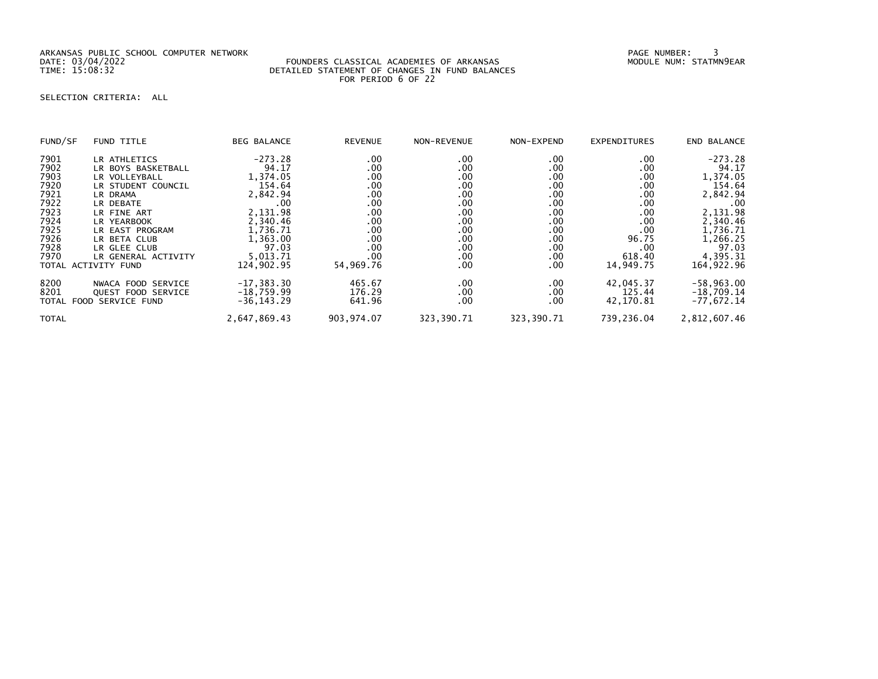ARKANSAS PUBLIC SCHOOL COMPUTER NETWORK
DATE: 03/04/2022
TIME: 15:08:32

FOUNDERS CLASSICAL ACADEMIES OF ARKANSAS
DETAILED STATEMENT OF CHANGES IN FUND BALANCES
FOR PERIOD 6 OF 22

MODULE NUM: STATMN9EAR

SELECTION CRITERIA: ALL

| FUND/SF | FUND TITLE | BEG BALANCE | REVENUE | NON-REVENUE | NON-EXPEND | EXPENDITURES | END BALANCE |
|---|---|---|---|---|---|---|---|
| 7901 | LR ATHLETICS | -273.28 | .00 | .00 | .00 | .00 | -273.28 |
| 7902 | LR BOYS BASKETBALL | 94.17 | .00 | .00 | .00 | .00 | 94.17 |
| 7903 | LR VOLLEYBALL | 1,374.05 | .00 | .00 | .00 | .00 | 1,374.05 |
| 7920 | LR STUDENT COUNCIL | 154.64 | .00 | .00 | .00 | .00 | 154.64 |
| 7921 | LR DRAMA | 2,842.94 | .00 | .00 | .00 | .00 | 2,842.94 |
| 7922 | LR DEBATE | .00 | .00 | .00 | .00 | .00 | .00 |
| 7923 | LR FINE ART | 2,131.98 | .00 | .00 | .00 | .00 | 2,131.98 |
| 7924 | LR YEARBOOK | 2,340.46 | .00 | .00 | .00 | .00 | 2,340.46 |
| 7925 | LR EAST PROGRAM | 1,736.71 | .00 | .00 | .00 | .00 | 1,736.71 |
| 7926 | LR BETA CLUB | 1,363.00 | .00 | .00 | .00 | 96.75 | 1,266.25 |
| 7928 | LR GLEE CLUB | 97.03 | .00 | .00 | .00 | .00 | 97.03 |
| 7970 | LR GENERAL ACTIVITY | 5,013.71 | .00 | .00 | .00 | 618.40 | 4,395.31 |
| TOTAL ACTIVITY FUND | | 124,902.95 | 54,969.76 | .00 | .00 | 14,949.75 | 164,922.96 |
| 8200 | NWACA FOOD SERVICE | -17,383.30 | 465.67 | .00 | .00 | 42,045.37 | -58,963.00 |
| 8201 | QUEST FOOD SERVICE | -18,759.99 | 176.29 | .00 | .00 | 125.44 | -18,709.14 |
| TOTAL FOOD SERVICE FUND | | -36,143.29 | 641.96 | .00 | .00 | 42,170.81 | -77,672.14 |
| TOTAL | | 2,647,869.43 | 903,974.07 | 323,390.71 | 323,390.71 | 739,236.04 | 2,812,607.46 |